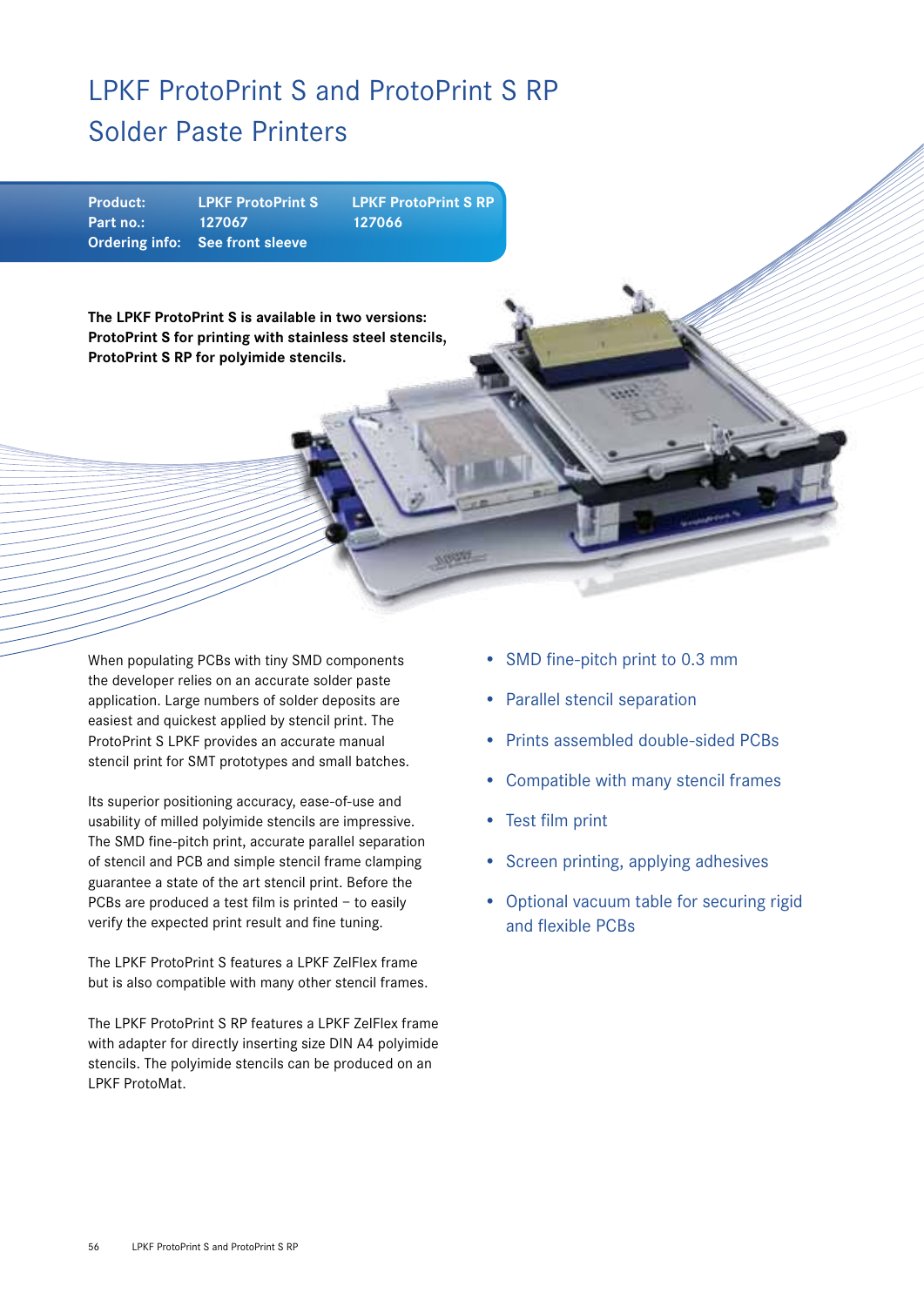# LPKF ProtoPrint S and ProtoPrint S RP Solder Paste Printers

| Product: | LPKF ProtoPrint S | LPKF ProtoPrint S RP |
|---|---|---|
| Part no.: | 127067 | 127066 |
| Ordering info: | See front sleeve | |

**The LPKF ProtoPrint S is available in two versions: ProtoPrint S for printing with stainless steel stencils, ProtoPrint S RP for polyimide stencils.**

When populating PCBs with tiny SMD components the developer relies on an accurate solder paste application. Large numbers of solder deposits are easiest and quickest applied by stencil print. The ProtoPrint S LPKF provides an accurate manual stencil print for SMT prototypes and small batches.

Its superior positioning accuracy, ease-of-use and usability of milled polyimide stencils are impressive. The SMD fine-pitch print, accurate parallel separation of stencil and PCB and simple stencil frame clamping guarantee a state of the art stencil print. Before the PCBs are produced a test film is printed – to easily verify the expected print result and fine tuning.

The LPKF ProtoPrint S features a LPKF ZelFlex frame but is also compatible with many other stencil frames.

The LPKF ProtoPrint S RP features a LPKF ZelFlex frame with adapter for directly inserting size DIN A4 polyimide stencils. The polyimide stencils can be produced on an LPKF ProtoMat.

- SMD fine-pitch print to 0.3 mm
- Parallel stencil separation
- Prints assembled double-sided PCBs
- Compatible with many stencil frames
- Test film print
- Screen printing, applying adhesives
- Optional vacuum table for securing rigid and flexible PCBs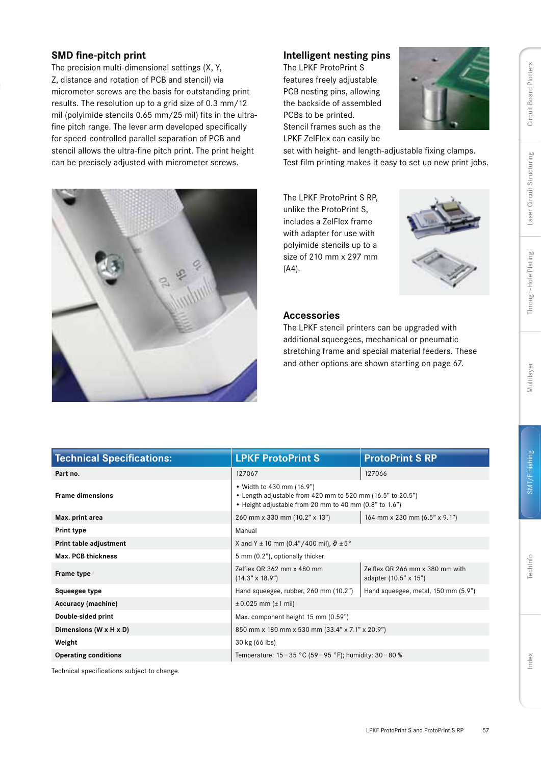## SMD fine-pitch print

The precision multi-dimensional settings (X, Y, Z, distance and rotation of PCB and stencil) via micrometer screws are the basis for outstanding print results. The resolution up to a grid size of 0.3 mm/12 mil (polyimide stencils 0.65 mm/25 mil) fits in the ultra-fine pitch range. The lever arm developed specifically for speed-controlled parallel separation of PCB and stencil allows the ultra-fine pitch print. The print height can be precisely adjusted with micrometer screws.

## Intelligent nesting pins

The LPKF ProtoPrint S features freely adjustable PCB nesting pins, allowing the backside of assembled PCBs to be printed. Stencil frames such as the LPKF ZelFlex can easily be set with height- and length-adjustable fixing clamps. Test film printing makes it easy to set up new print jobs.

The LPKF ProtoPrint S RP, unlike the ProtoPrint S, includes a ZelFlex frame with adapter for use with polyimide stencils up to a size of 210 mm x 297 mm (A4).

## Accessories

The LPKF stencil printers can be upgraded with additional squeegees, mechanical or pneumatic stretching frame and special material feeders. These and other options are shown starting on page 67.

| Technical Specifications: | LPKF ProtoPrint S | ProtoPrint S RP |
|---|---|---|
| **Part no.** | 127067 | 127066 |
| **Frame dimensions** | • Width to 430 mm (16.9”)<br>• Length adjustable from 420 mm to 520 mm (16.5” to 20.5”)<br>• Height adjustable from 20 mm to 40 mm (0.8” to 1.6”) | |
| **Max. print area** | 260 mm x 330 mm (10.2” x 13”) | 164 mm x 230 mm (6.5” x 9.1”) |
| **Print type** | Manual | |
| **Print table adjustment** | X and Y ± 10 mm (0.4”/400 mil), ϑ ± 5° | |
| **Max. PCB thickness** | 5 mm (0.2”), optionally thicker | |
| **Frame type** | Zelflex QR 362 mm x 480 mm (14.3“ x 18.9“) | Zelflex QR 266 mm x 380 mm with adapter (10.5” x 15”) |
| **Squeegee type** | Hand squeegee, rubber, 260 mm (10.2”) | Hand squeegee, metal, 150 mm (5.9”) |
| **Accuracy (machine)** | ± 0.025 mm (±1 mil) | |
| **Double-sided print** | Max. component height 15 mm (0.59”) | |
| **Dimensions (W x H x D)** | 850 mm x 180 mm x 530 mm (33.4” x 7.1” x 20.9”) | |
| **Weight** | 30 kg (66 lbs) | |
| **Operating conditions** | Temperature: 15 – 35 °C (59 – 95 °F); humidity: 30 – 80 % | |

Technical specifications subject to change.